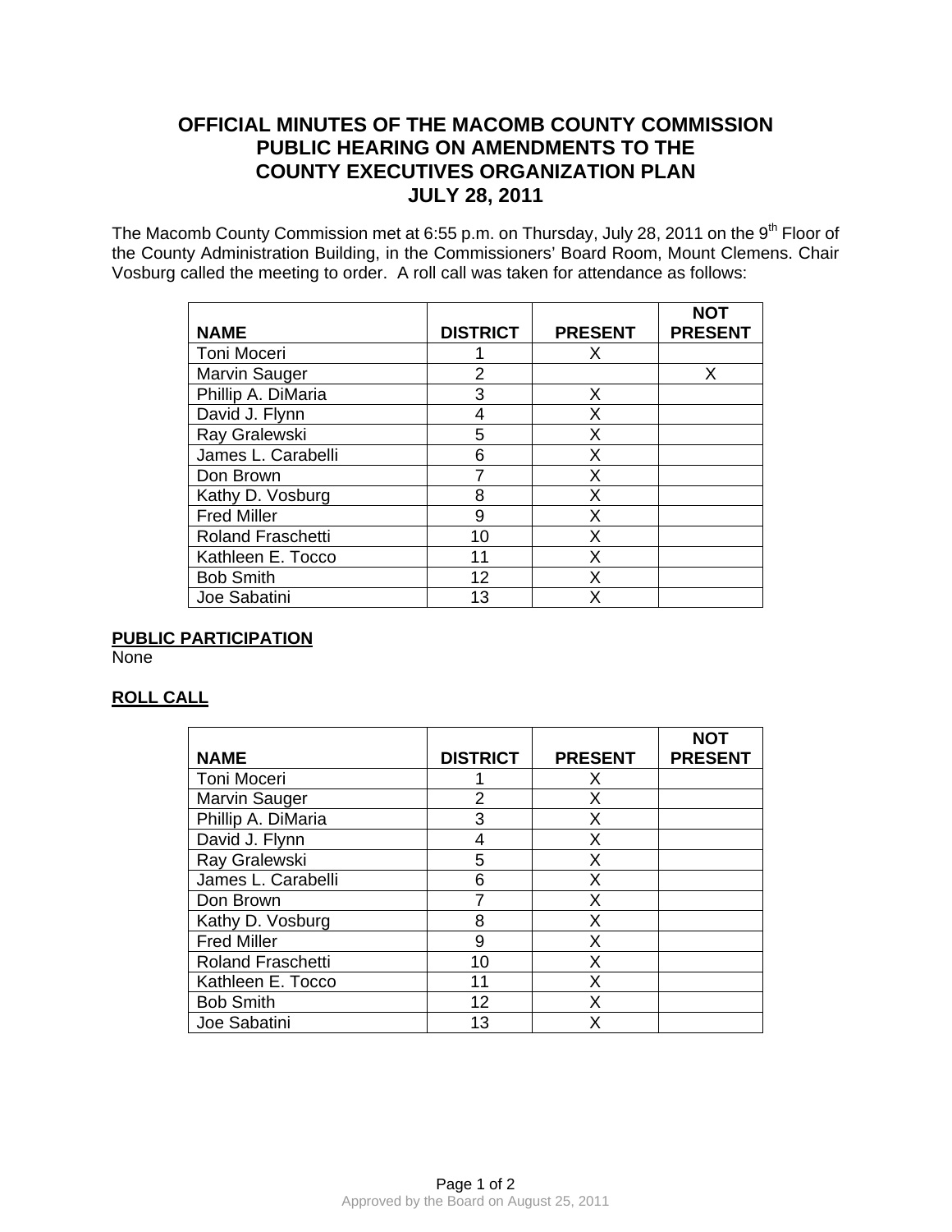# OFFICIAL MINUTES OF THE MACOMB COUNTY COMMISSION PUBLIC HEARING ON AMENDMENTS TO THE COUNTY EXECUTIVES ORGANIZATION PLAN JULY 28, 2011

The Macomb County Commission met at 6:55 p.m. on Thursday, July 28, 2011 on the 9th Floor of the County Administration Building, in the Commissioners' Board Room, Mount Clemens. Chair Vosburg called the meeting to order. A roll call was taken for attendance as follows:

| NAME | DISTRICT | PRESENT | NOT PRESENT |
|---|---|---|---|
| Toni Moceri | 1 | X | |
| Marvin Sauger | 2 | | X |
| Phillip A. DiMaria | 3 | X | |
| David J. Flynn | 4 | X | |
| Ray Gralewski | 5 | X | |
| James L. Carabelli | 6 | X | |
| Don Brown | 7 | X | |
| Kathy D. Vosburg | 8 | X | |
| Fred Miller | 9 | X | |
| Roland Fraschetti | 10 | X | |
| Kathleen E. Tocco | 11 | X | |
| Bob Smith | 12 | X | |
| Joe Sabatini | 13 | X | |

**PUBLIC PARTICIPATION**

None

**ROLL CALL**

| NAME | DISTRICT | PRESENT | NOT PRESENT |
|---|---|---|---|
| Toni Moceri | 1 | X | |
| Marvin Sauger | 2 | X | |
| Phillip A. DiMaria | 3 | X | |
| David J. Flynn | 4 | X | |
| Ray Gralewski | 5 | X | |
| James L. Carabelli | 6 | X | |
| Don Brown | 7 | X | |
| Kathy D. Vosburg | 8 | X | |
| Fred Miller | 9 | X | |
| Roland Fraschetti | 10 | X | |
| Kathleen E. Tocco | 11 | X | |
| Bob Smith | 12 | X | |
| Joe Sabatini | 13 | X | |

Approved by the Board on August 25, 2011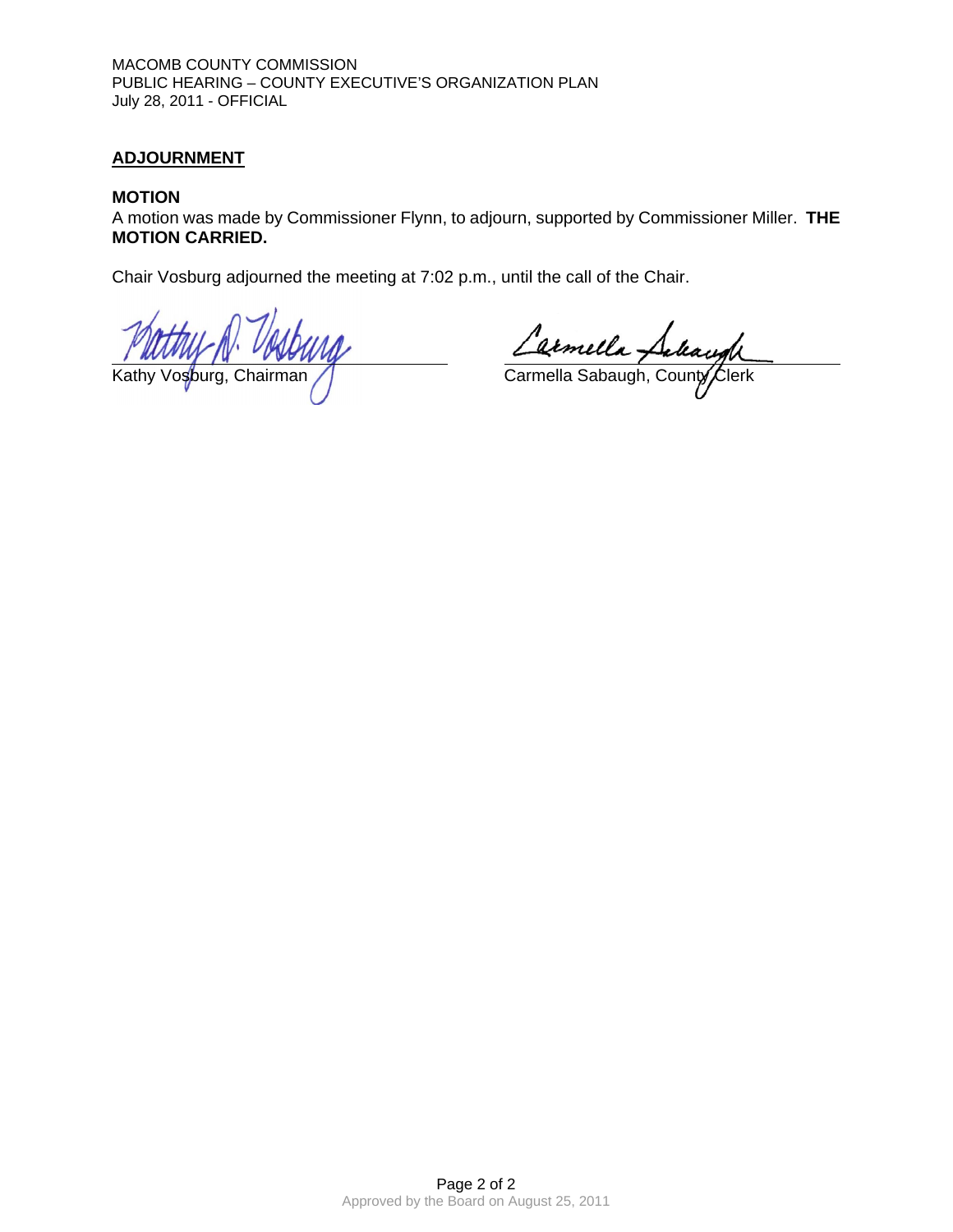## ADJOURNMENT

**MOTION**

A motion was made by Commissioner Flynn, to adjourn, supported by Commissioner Miller. **THE MOTION CARRIED.**

Chair Vosburg adjourned the meeting at 7:02 p.m., until the call of the Chair.

Kathy Vosburg, Chairman

Carmella Sabaugh, County Clerk

Approved by the Board on August 25, 2011